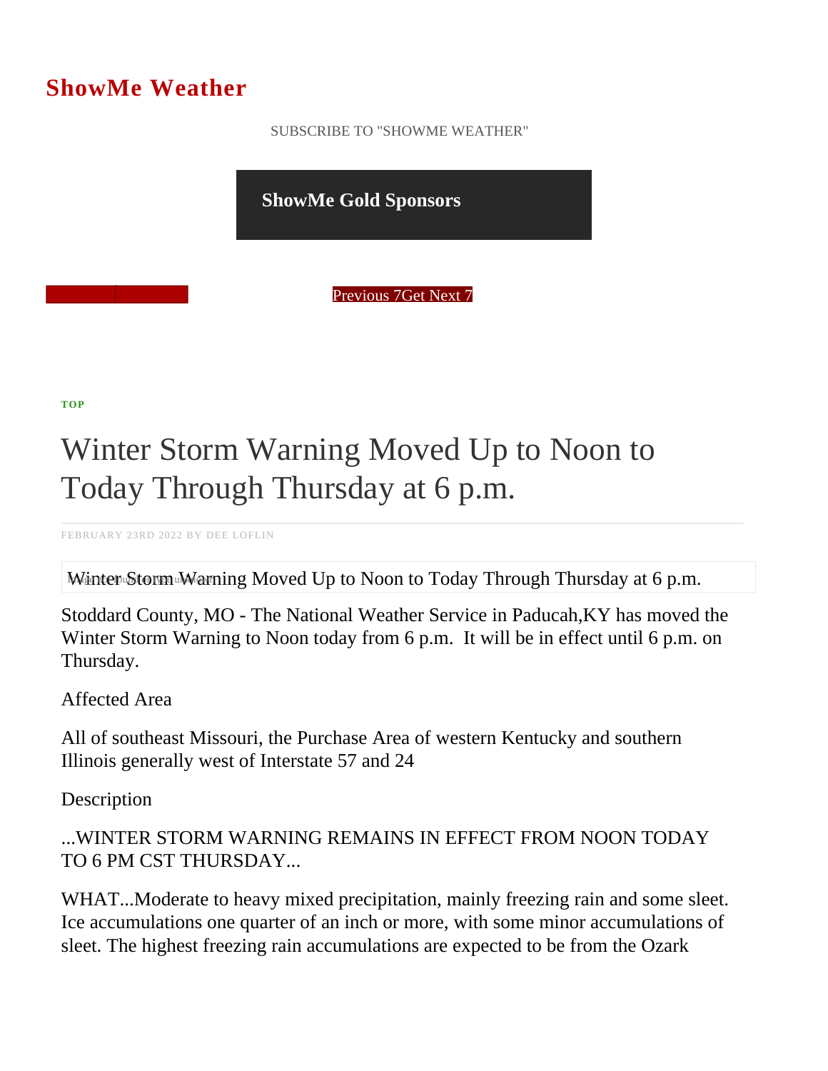# ShowMe Weather

SUBSCRIBE TO "SHOWME WEATHER"

**ShowMe Gold Sponsors**

Previous 7Get Next 7

**TOP**

## Winter Storm Warning Moved Up to Noon to Today Through Thursday at 6 p.m.

FEBRUARY 23RD 2022 BY DEE LOFLIN

Winter Storm Warning Moved Up to Noon to Today Through Thursday at 6 p.m.

Stoddard County, MO - The National Weather Service in Paducah,KY has moved the Winter Storm Warning to Noon today from 6 p.m.  It will be in effect until 6 p.m. on Thursday.

Affected Area

All of southeast Missouri, the Purchase Area of western Kentucky and southern Illinois generally west of Interstate 57 and 24

Description

...WINTER STORM WARNING REMAINS IN EFFECT FROM NOON TODAY TO 6 PM CST THURSDAY...

WHAT...Moderate to heavy mixed precipitation, mainly freezing rain and some sleet. Ice accumulations one quarter of an inch or more, with some minor accumulations of sleet. The highest freezing rain accumulations are expected to be from the Ozark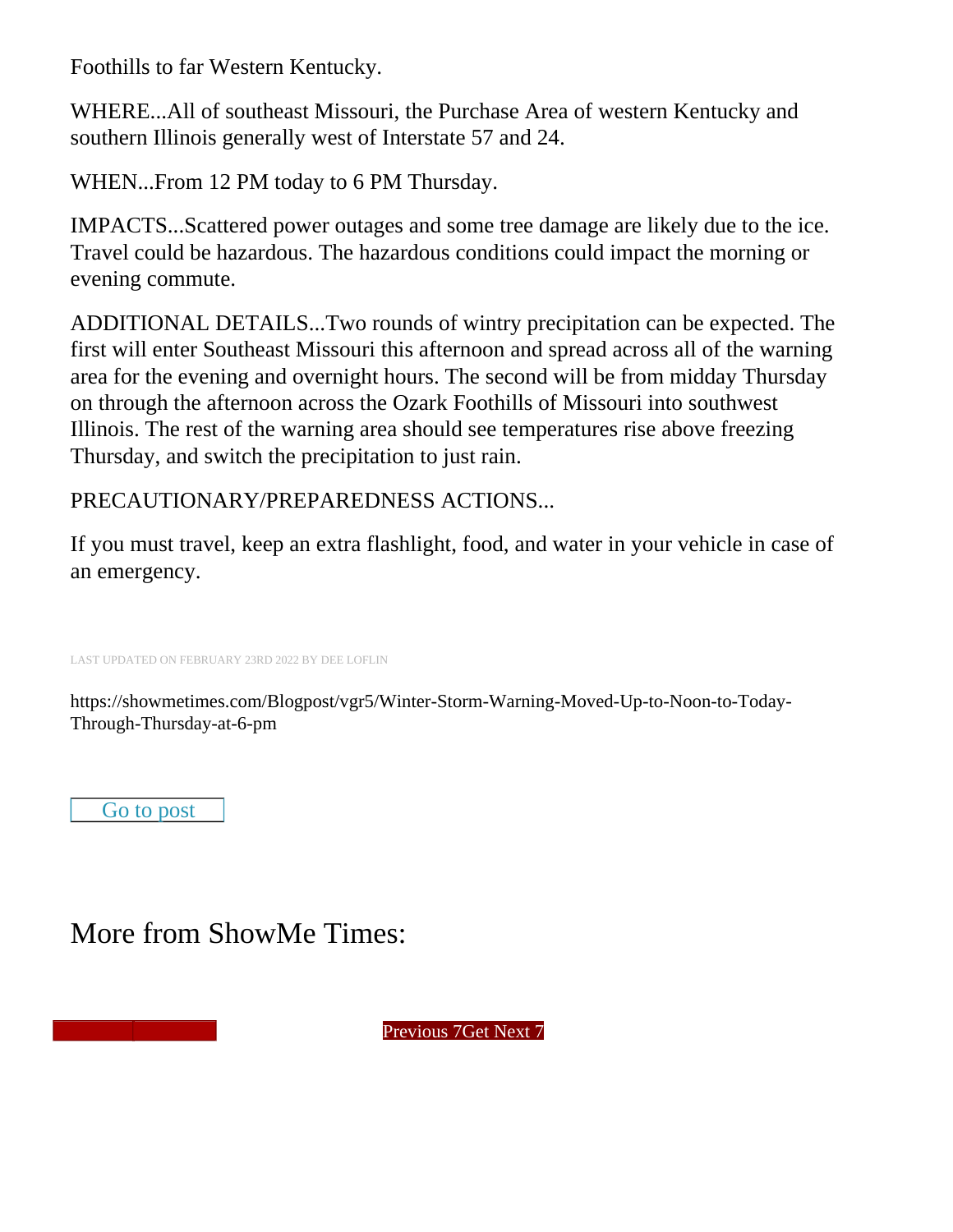Foothills to far Western Kentucky.

WHERE...All of southeast Missouri, the Purchase Area of western Kentucky and southern Illinois generally west of Interstate 57 and 24.

WHEN...From 12 PM today to 6 PM Thursday.

IMPACTS...Scattered power outages and some tree damage are likely due to the ice. Travel could be hazardous. The hazardous conditions could impact the morning or evening commute.

ADDITIONAL DETAILS...Two rounds of wintry precipitation can be expected. The first will enter Southeast Missouri this afternoon and spread across all of the warning area for the evening and overnight hours. The second will be from midday Thursday on through the afternoon across the Ozark Foothills of Missouri into southwest Illinois. The rest of the warning area should see temperatures rise above freezing Thursday, and switch the precipitation to just rain.

PRECAUTIONARY/PREPAREDNESS ACTIONS...

If you must travel, keep an extra flashlight, food, and water in your vehicle in case of an emergency.

LAST UPDATED ON FEBRUARY 23RD 2022 BY DEE LOFLIN

https://showmetimes.com/Blogpost/vgr5/Winter-Storm-Warning-Moved-Up-to-Noon-to-Today-Through-Thursday-at-6-pm

Go to post

## More from ShowMe Times:

Previous 7 Get Next 7